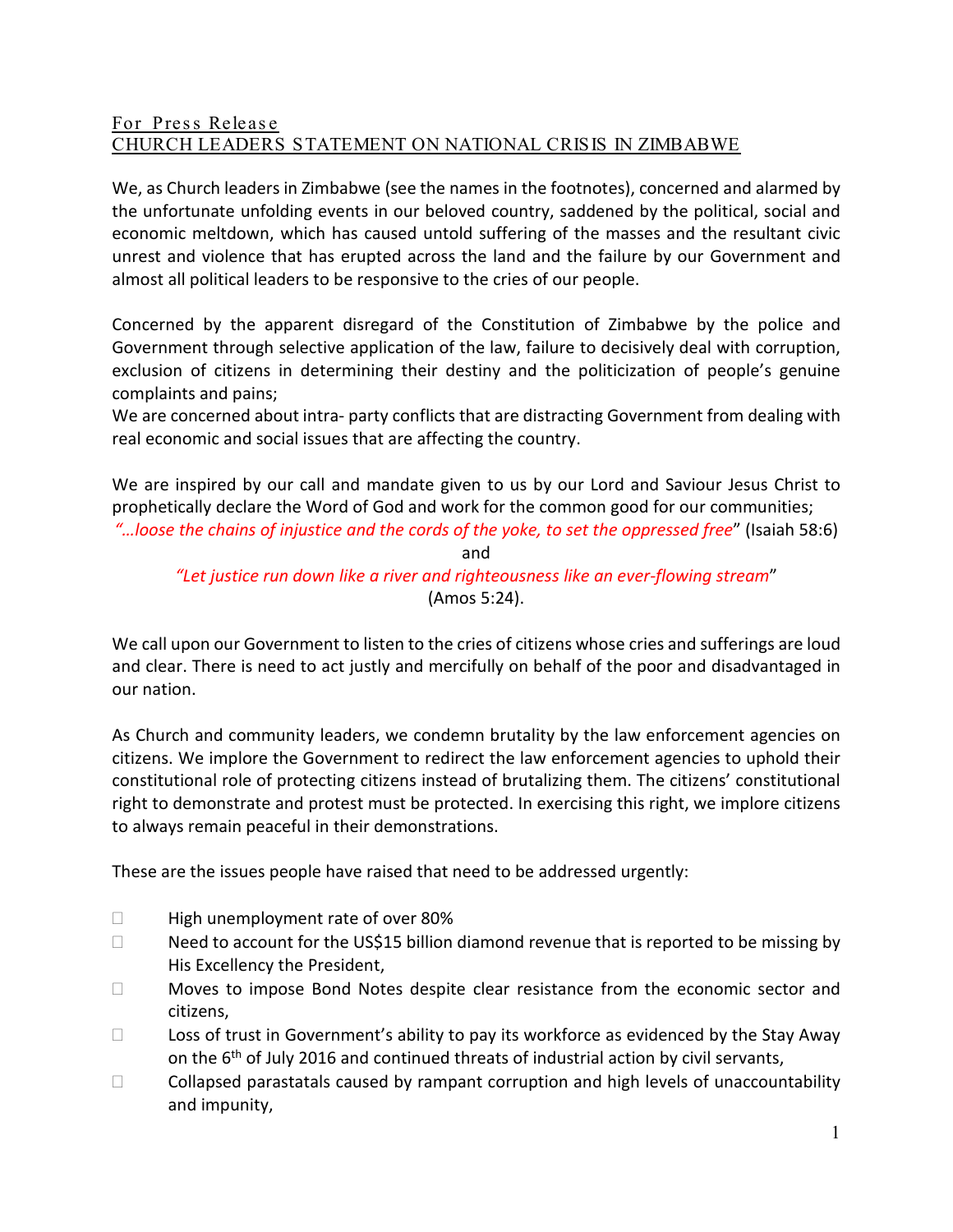For Press Release

# CHURCH LEADERS STATEMENT ON NATIONAL CRISIS IN ZIMBABWE

We, as Church leaders in Zimbabwe (see the names in the footnotes), concerned and alarmed by the unfortunate unfolding events in our beloved country, saddened by the political, social and economic meltdown, which has caused untold suffering of the masses and the resultant civic unrest and violence that has erupted across the land and the failure by our Government and almost all political leaders to be responsive to the cries of our people.

Concerned by the apparent disregard of the Constitution of Zimbabwe by the police and Government through selective application of the law, failure to decisively deal with corruption, exclusion of citizens in determining their destiny and the politicization of people's genuine complaints and pains;

We are concerned about intra- party conflicts that are distracting Government from dealing with real economic and social issues that are affecting the country.

We are inspired by our call and mandate given to us by our Lord and Saviour Jesus Christ to prophetically declare the Word of God and work for the common good for our communities;

*"…loose the chains of injustice and the cords of the yoke, to set the oppressed free"* (Isaiah 58:6)

and

*"Let justice run down like a river and righteousness like an ever-flowing stream"* (Amos 5:24).

We call upon our Government to listen to the cries of citizens whose cries and sufferings are loud and clear. There is need to act justly and mercifully on behalf of the poor and disadvantaged in our nation.

As Church and community leaders, we condemn brutality by the law enforcement agencies on citizens. We implore the Government to redirect the law enforcement agencies to uphold their constitutional role of protecting citizens instead of brutalizing them. The citizens' constitutional right to demonstrate and protest must be protected. In exercising this right, we implore citizens to always remain peaceful in their demonstrations.

These are the issues people have raised that need to be addressed urgently:

- High unemployment rate of over 80%
- Need to account for the US$15 billion diamond revenue that is reported to be missing by His Excellency the President,
- Moves to impose Bond Notes despite clear resistance from the economic sector and citizens,
- Loss of trust in Government's ability to pay its workforce as evidenced by the Stay Away on the 6th of July 2016 and continued threats of industrial action by civil servants,
- Collapsed parastatals caused by rampant corruption and high levels of unaccountability and impunity,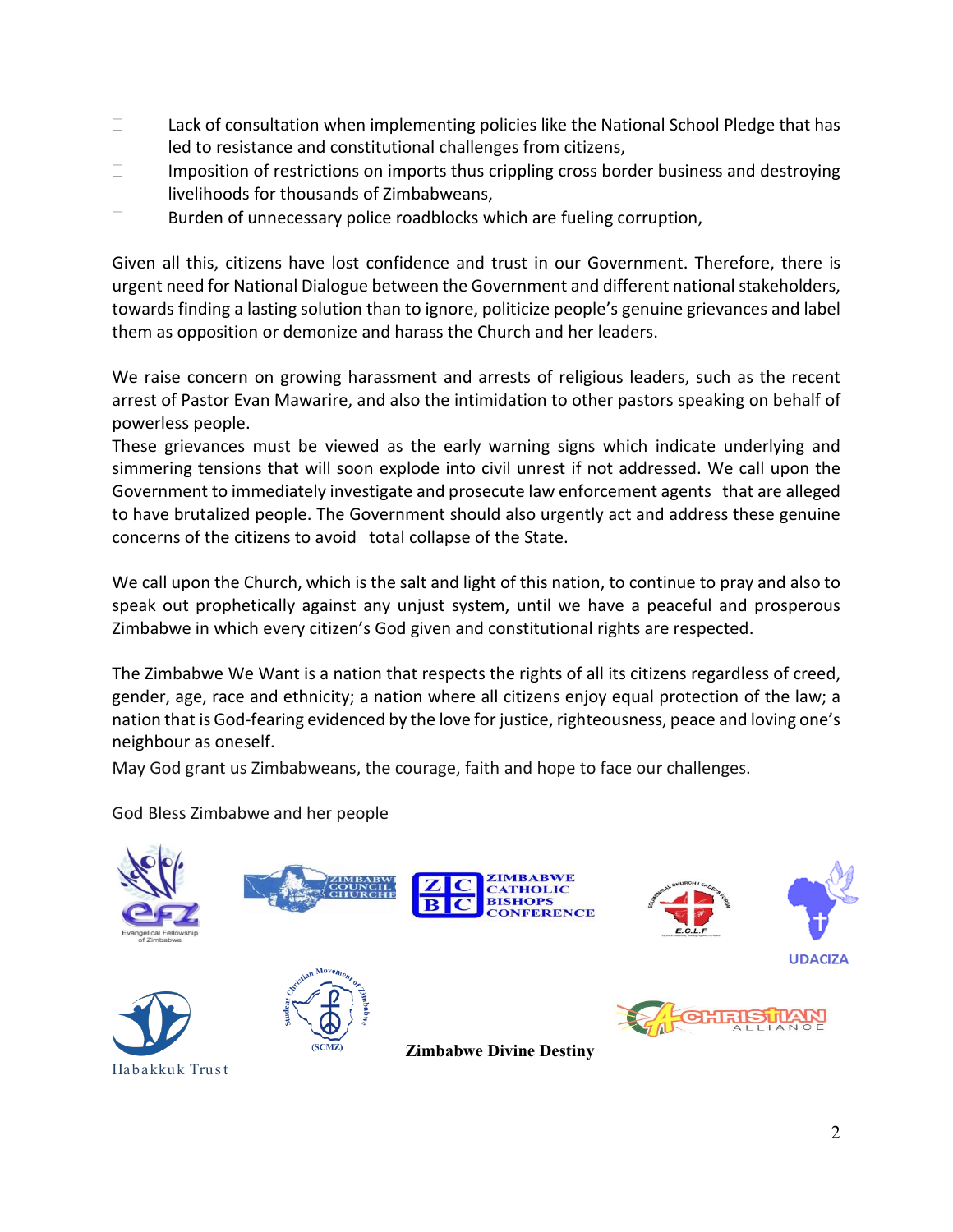- Lack of consultation when implementing policies like the National School Pledge that has led to resistance and constitutional challenges from citizens,
- Imposition of restrictions on imports thus crippling cross border business and destroying livelihoods for thousands of Zimbabweans,
- Burden of unnecessary police roadblocks which are fueling corruption,

Given all this, citizens have lost confidence and trust in our Government. Therefore, there is urgent need for National Dialogue between the Government and different national stakeholders, towards finding a lasting solution than to ignore, politicize people's genuine grievances and label them as opposition or demonize and harass the Church and her leaders.

We raise concern on growing harassment and arrests of religious leaders, such as the recent arrest of Pastor Evan Mawarire, and also the intimidation to other pastors speaking on behalf of powerless people.
These grievances must be viewed as the early warning signs which indicate underlying and simmering tensions that will soon explode into civil unrest if not addressed. We call upon the Government to immediately investigate and prosecute law enforcement agents that are alleged to have brutalized people. The Government should also urgently act and address these genuine concerns of the citizens to avoid total collapse of the State.

We call upon the Church, which is the salt and light of this nation, to continue to pray and also to speak out prophetically against any unjust system, until we have a peaceful and prosperous Zimbabwe in which every citizen's God given and constitutional rights are respected.

The Zimbabwe We Want is a nation that respects the rights of all its citizens regardless of creed, gender, age, race and ethnicity; a nation where all citizens enjoy equal protection of the law; a nation that is God-fearing evidenced by the love for justice, righteousness, peace and loving one's neighbour as oneself.
May God grant us Zimbabweans, the courage, faith and hope to face our challenges.

God Bless Zimbabwe and her people

Evangelical Fellowship of Zimbabwe

Zimbabwe Council of Churches

Zimbabwe Catholic Bishops Conference

E.C.L.F

UDACIZA

Habakkuk Trust

Student Christian Movement of Zimbabwe (SCMZ)

Zimbabwe Divine Destiny

Christian Alliance